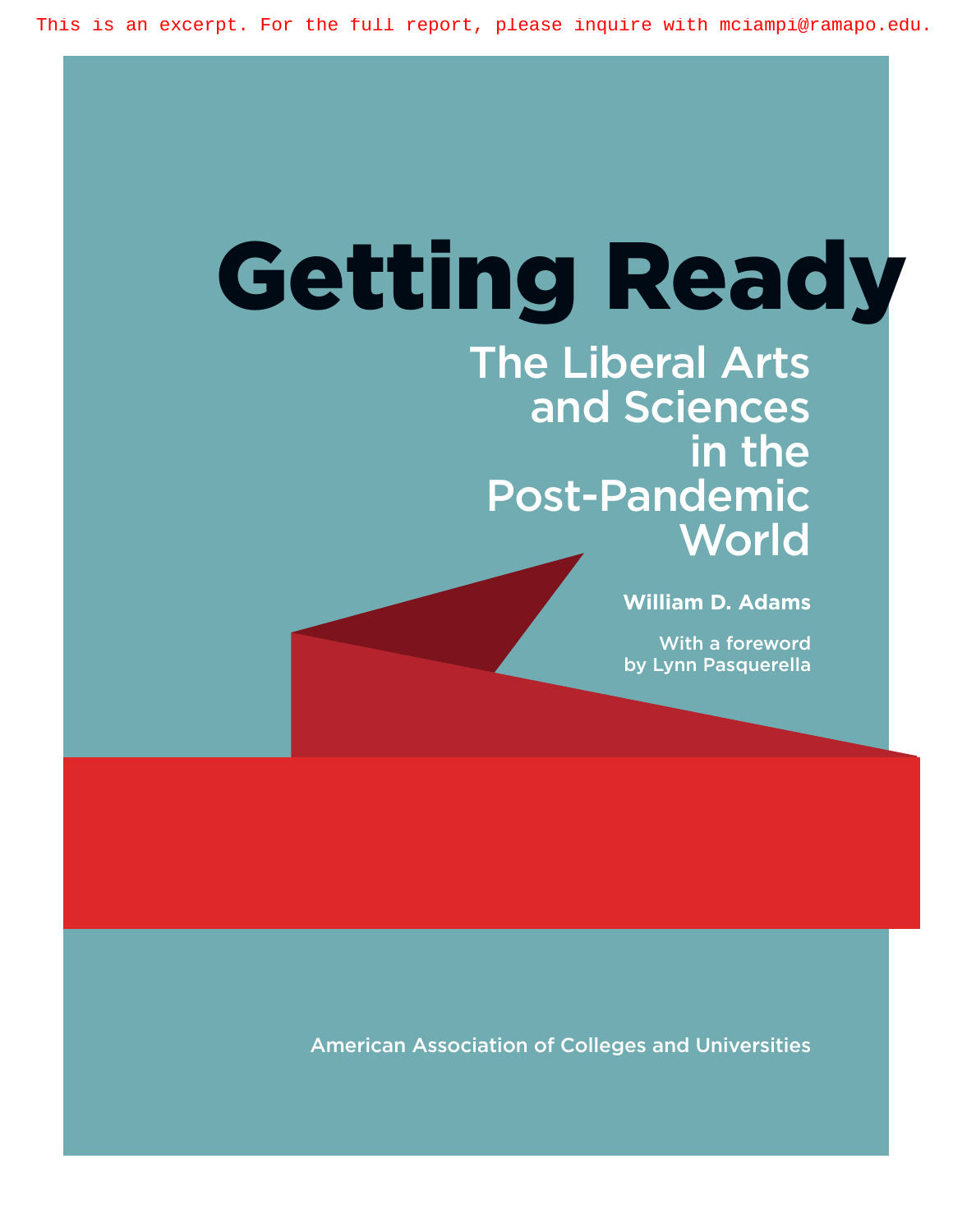This is an excerpt. For the full report, please inquire with mciampi@ramapo.edu.

# Getting Ready

## The Liberal Arts and Sciences in the Post-Pandemic World

**William D. Adams**

With a foreword by Lynn Pasquerella

American Association of Colleges and Universities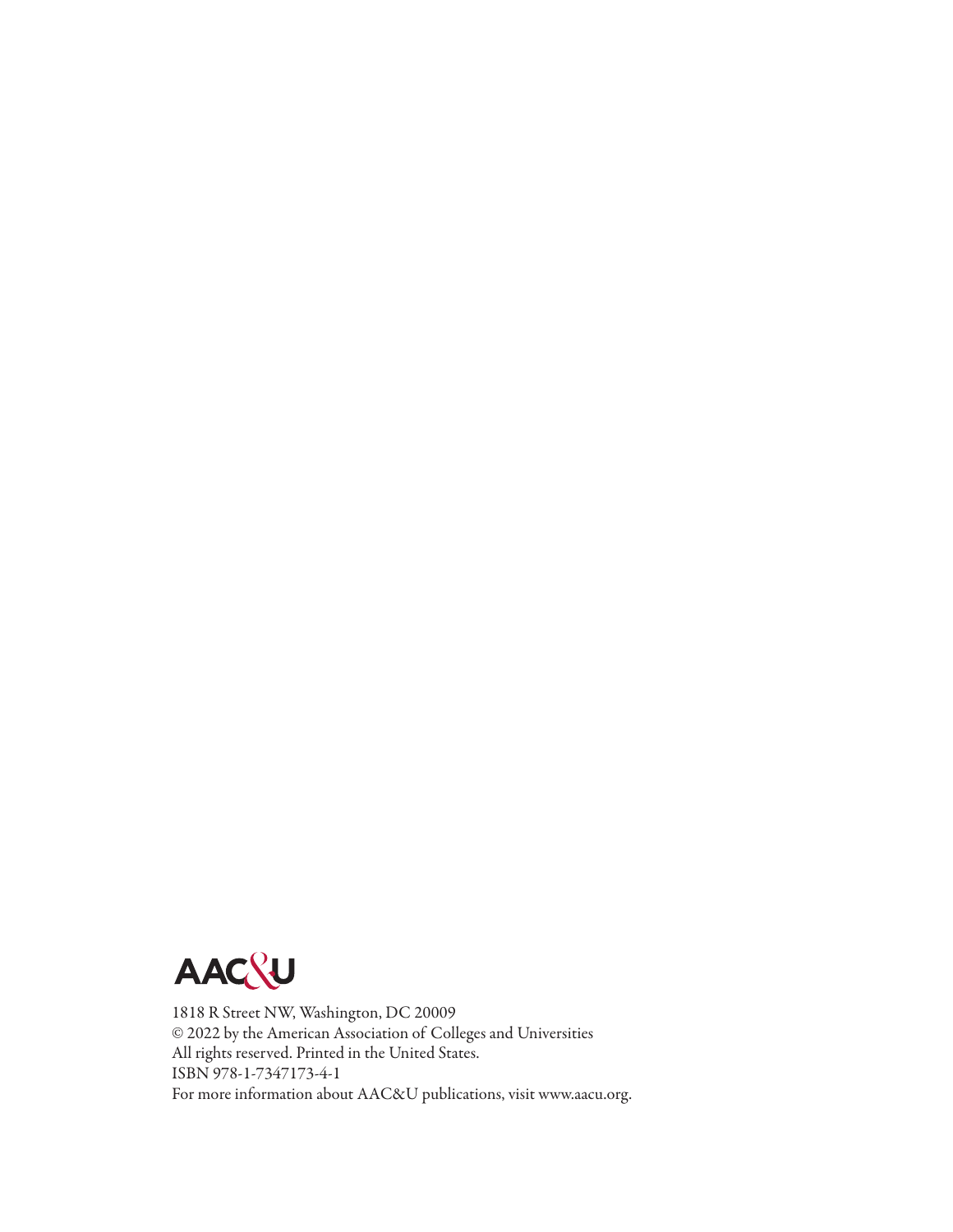AAC&U

1818 R Street NW, Washington, DC 20009
© 2022 by the American Association of Colleges and Universities
All rights reserved. Printed in the United States.
ISBN 978-1-7347173-4-1
For more information about AAC&U publications, visit www.aacu.org.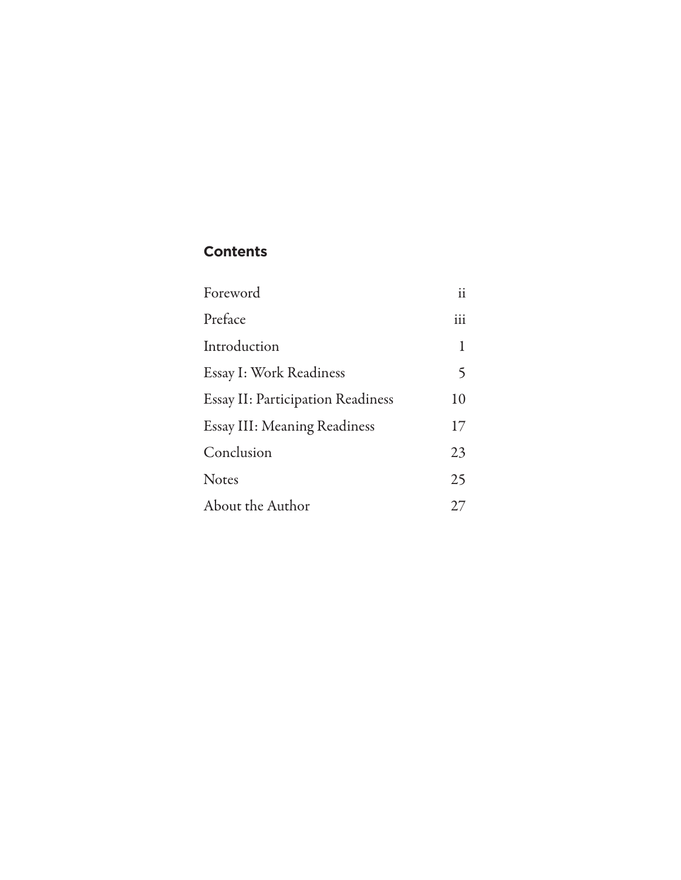## Contents

| | |
|---|---|
| Foreword | ii |
| Preface | iii |
| Introduction | 1 |
| Essay I: Work Readiness | 5 |
| Essay II: Participation Readiness | 10 |
| Essay III: Meaning Readiness | 17 |
| Conclusion | 23 |
| Notes | 25 |
| About the Author | 27 |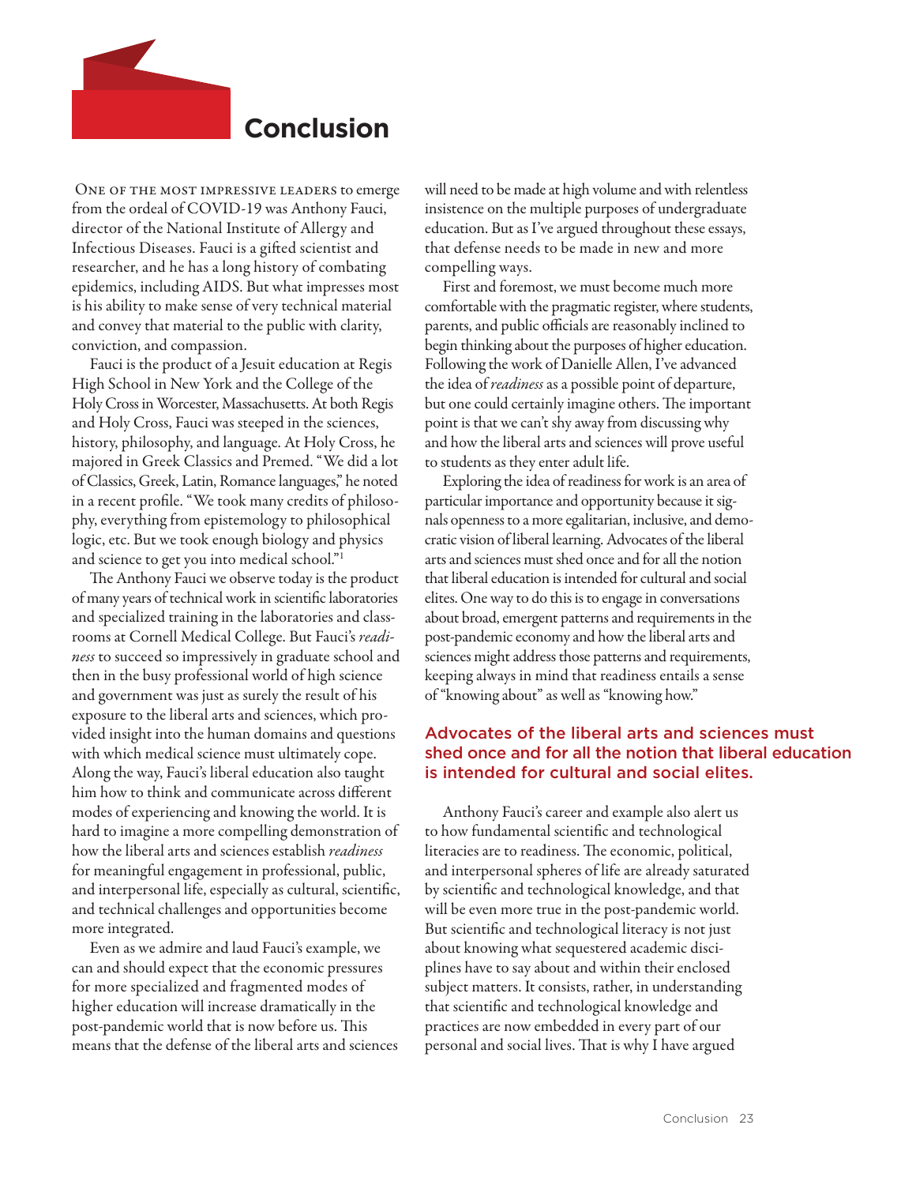# Conclusion

One of the most impressive leaders to emerge from the ordeal of COVID-19 was Anthony Fauci, director of the National Institute of Allergy and Infectious Diseases. Fauci is a gifted scientist and researcher, and he has a long history of combating epidemics, including AIDS. But what impresses most is his ability to make sense of very technical material and convey that material to the public with clarity, conviction, and compassion.

Fauci is the product of a Jesuit education at Regis High School in New York and the College of the Holy Cross in Worcester, Massachusetts. At both Regis and Holy Cross, Fauci was steeped in the sciences, history, philosophy, and language. At Holy Cross, he majored in Greek Classics and Premed. "We did a lot of Classics, Greek, Latin, Romance languages," he noted in a recent profile. "We took many credits of philosophy, everything from epistemology to philosophical logic, etc. But we took enough biology and physics and science to get you into medical school."[1]

The Anthony Fauci we observe today is the product of many years of technical work in scientific laboratories and specialized training in the laboratories and classrooms at Cornell Medical College. But Fauci's *readiness* to succeed so impressively in graduate school and then in the busy professional world of high science and government was just as surely the result of his exposure to the liberal arts and sciences, which provided insight into the human domains and questions with which medical science must ultimately cope. Along the way, Fauci's liberal education also taught him how to think and communicate across different modes of experiencing and knowing the world. It is hard to imagine a more compelling demonstration of how the liberal arts and sciences establish *readiness* for meaningful engagement in professional, public, and interpersonal life, especially as cultural, scientific, and technical challenges and opportunities become more integrated.

Even as we admire and laud Fauci's example, we can and should expect that the economic pressures for more specialized and fragmented modes of higher education will increase dramatically in the post-pandemic world that is now before us. This means that the defense of the liberal arts and sciences will need to be made at high volume and with relentless insistence on the multiple purposes of undergraduate education. But as I've argued throughout these essays, that defense needs to be made in new and more compelling ways.

First and foremost, we must become much more comfortable with the pragmatic register, where students, parents, and public officials are reasonably inclined to begin thinking about the purposes of higher education. Following the work of Danielle Allen, I've advanced the idea of *readiness* as a possible point of departure, but one could certainly imagine others. The important point is that we can't shy away from discussing why and how the liberal arts and sciences will prove useful to students as they enter adult life.

Exploring the idea of readiness for work is an area of particular importance and opportunity because it signals openness to a more egalitarian, inclusive, and democratic vision of liberal learning. Advocates of the liberal arts and sciences must shed once and for all the notion that liberal education is intended for cultural and social elites. One way to do this is to engage in conversations about broad, emergent patterns and requirements in the post-pandemic economy and how the liberal arts and sciences might address those patterns and requirements, keeping always in mind that readiness entails a sense of "knowing about" as well as "knowing how."

**Advocates of the liberal arts and sciences must shed once and for all the notion that liberal education is intended for cultural and social elites.**

Anthony Fauci's career and example also alert us to how fundamental scientific and technological literacies are to readiness. The economic, political, and interpersonal spheres of life are already saturated by scientific and technological knowledge, and that will be even more true in the post-pandemic world. But scientific and technological literacy is not just about knowing what sequestered academic disciplines have to say about and within their enclosed subject matters. It consists, rather, in understanding that scientific and technological knowledge and practices are now embedded in every part of our personal and social lives. That is why I have argued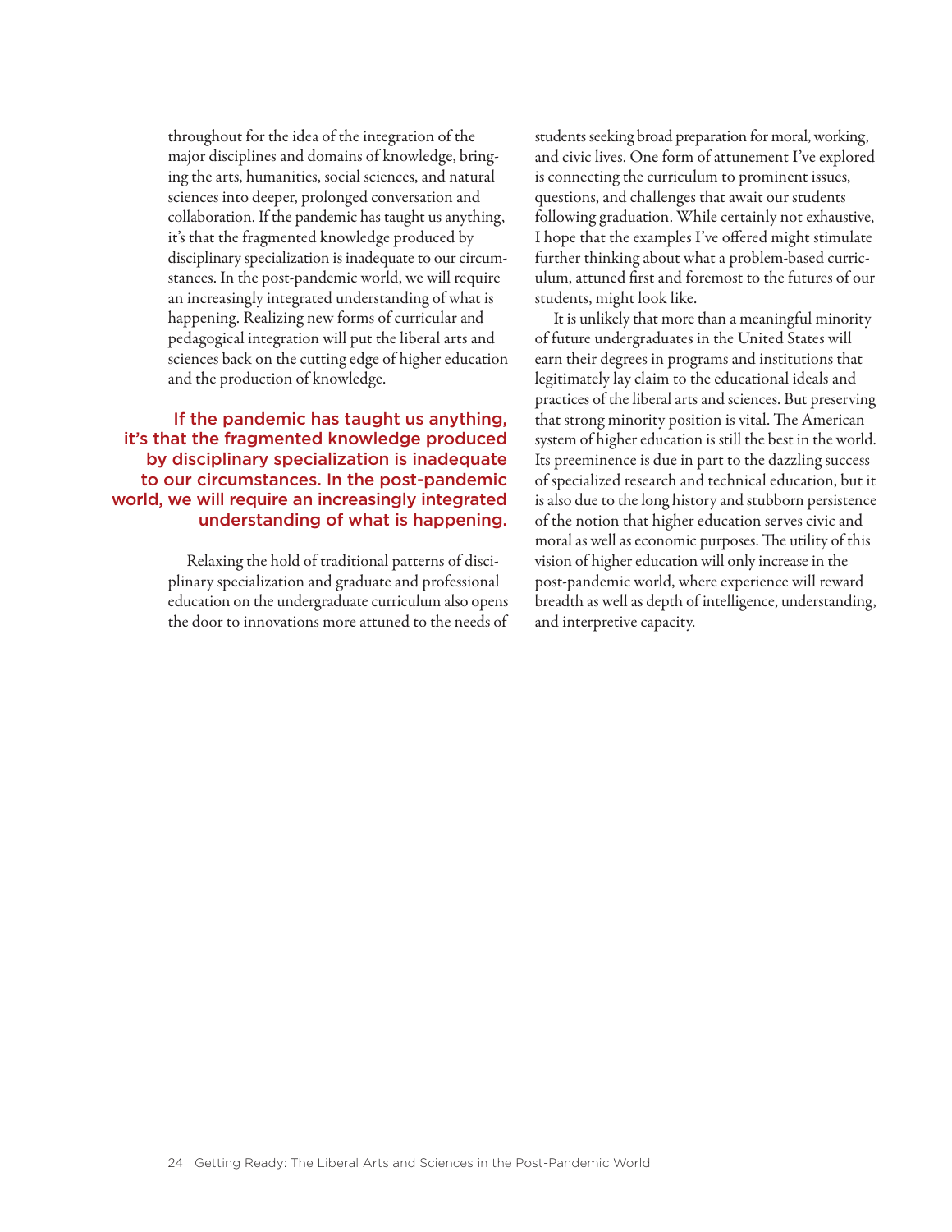throughout for the idea of the integration of the major disciplines and domains of knowledge, bringing the arts, humanities, social sciences, and natural sciences into deeper, prolonged conversation and collaboration. If the pandemic has taught us anything, it's that the fragmented knowledge produced by disciplinary specialization is inadequate to our circumstances. In the post-pandemic world, we will require an increasingly integrated understanding of what is happening. Realizing new forms of curricular and pedagogical integration will put the liberal arts and sciences back on the cutting edge of higher education and the production of knowledge.

> If the pandemic has taught us anything, it's that the fragmented knowledge produced by disciplinary specialization is inadequate to our circumstances. In the post-pandemic world, we will require an increasingly integrated understanding of what is happening.

Relaxing the hold of traditional patterns of disciplinary specialization and graduate and professional education on the undergraduate curriculum also opens the door to innovations more attuned to the needs of students seeking broad preparation for moral, working, and civic lives. One form of attunement I've explored is connecting the curriculum to prominent issues, questions, and challenges that await our students following graduation. While certainly not exhaustive, I hope that the examples I've offered might stimulate further thinking about what a problem-based curriculum, attuned first and foremost to the futures of our students, might look like.

It is unlikely that more than a meaningful minority of future undergraduates in the United States will earn their degrees in programs and institutions that legitimately lay claim to the educational ideals and practices of the liberal arts and sciences. But preserving that strong minority position is vital. The American system of higher education is still the best in the world. Its preeminence is due in part to the dazzling success of specialized research and technical education, but it is also due to the long history and stubborn persistence of the notion that higher education serves civic and moral as well as economic purposes. The utility of this vision of higher education will only increase in the post-pandemic world, where experience will reward breadth as well as depth of intelligence, understanding, and interpretive capacity.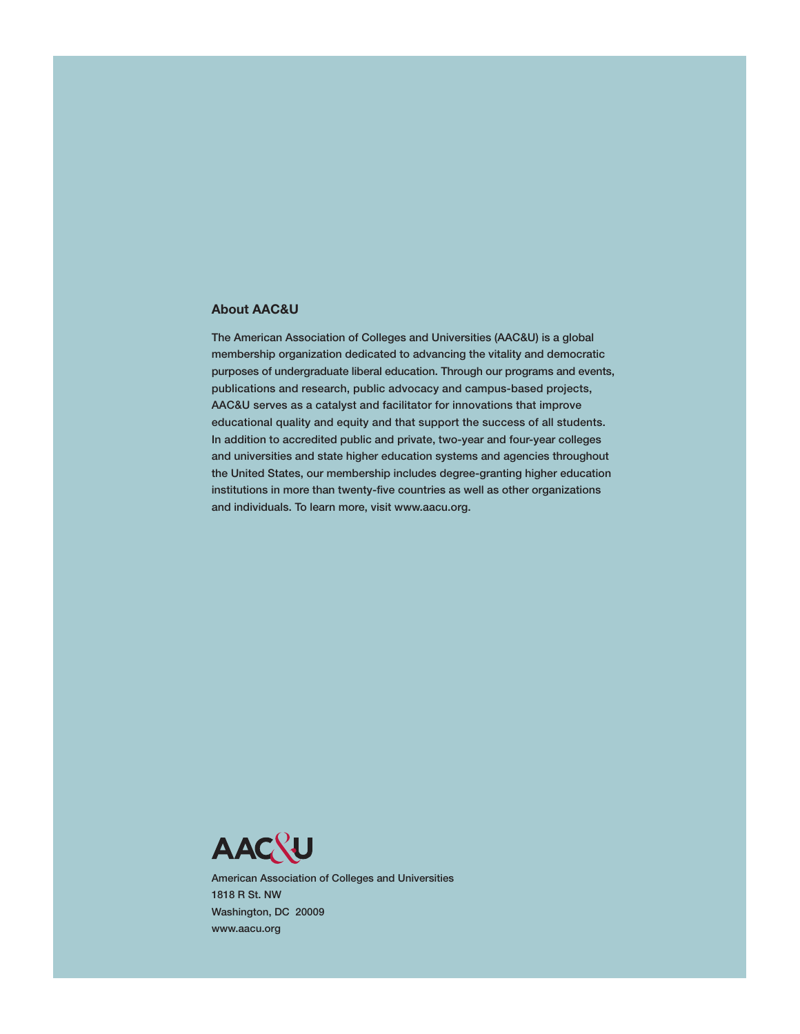## About AAC&U

The American Association of Colleges and Universities (AAC&U) is a global membership organization dedicated to advancing the vitality and democratic purposes of undergraduate liberal education. Through our programs and events, publications and research, public advocacy and campus-based projects, AAC&U serves as a catalyst and facilitator for innovations that improve educational quality and equity and that support the success of all students. In addition to accredited public and private, two-year and four-year colleges and universities and state higher education systems and agencies throughout the United States, our membership includes degree-granting higher education institutions in more than twenty-five countries as well as other organizations and individuals. To learn more, visit www.aacu.org.

AAC&U

American Association of Colleges and Universities
1818 R St. NW
Washington, DC 20009
www.aacu.org